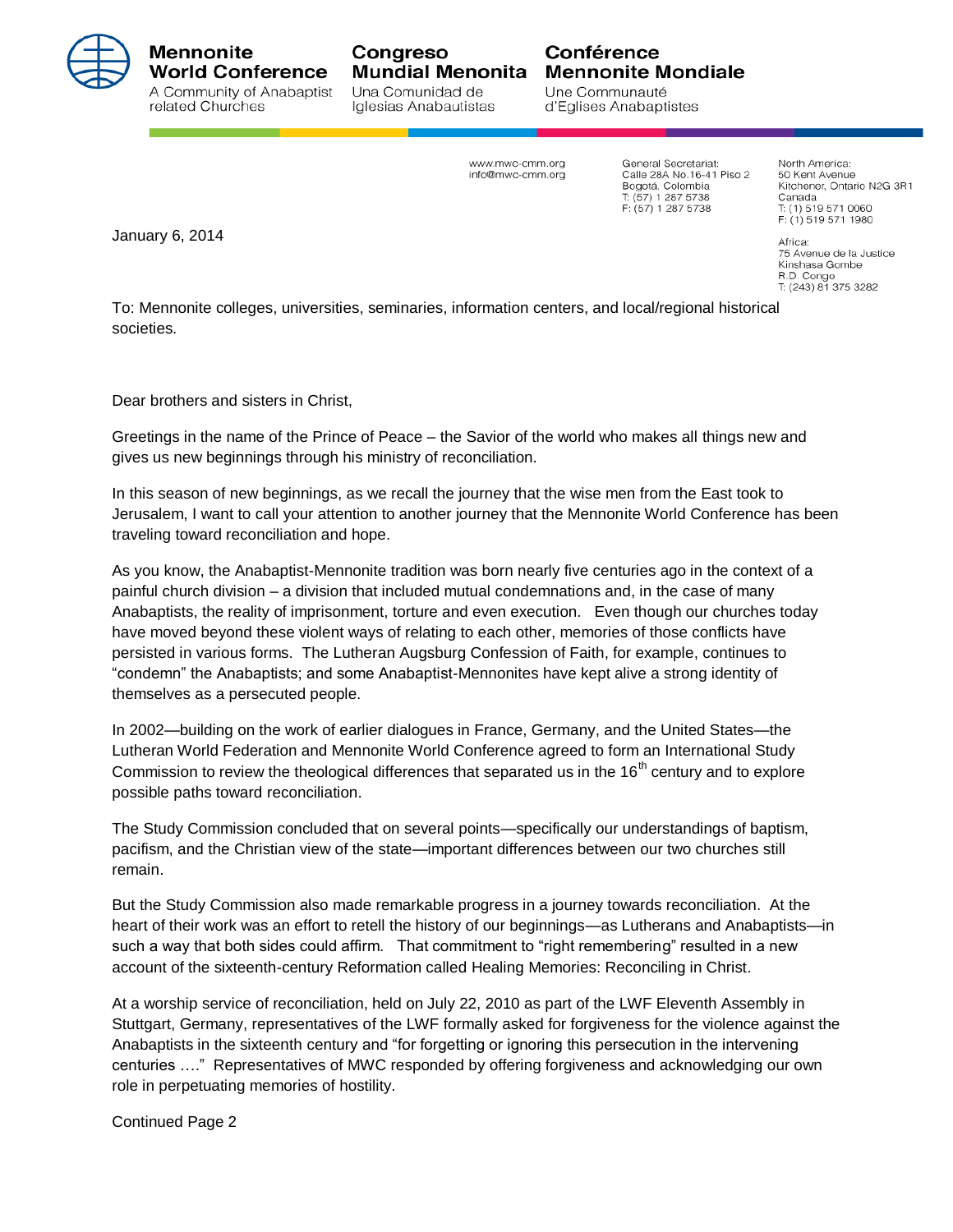**Mennonite World Conference**
A Community of Anabaptist related Churches

**Congreso Mundial Menonita**
Una Comunidad de Iglesias Anabautistas

**Conférence Mennonite Mondiale**
Une Communauté d'Eglises Anabaptistes

www.mwc-cmm.org
info@mwc-cmm.org

General Secretariat:
Calle 28A No.16-41 Piso 2
Bogotá, Colombia
T: (57) 1 287 5738
F: (57) 1 287 5738

North America:
50 Kent Avenue
Kitchener, Ontario N2G 3R1
Canada
T: (1) 519 571 0060
F: (1) 519 571 1980

Africa:
75 Avenue de la Justice
Kinshasa Gombe
R.D. Congo
T: (243) 81 375 3282

January 6, 2014

To: Mennonite colleges, universities, seminaries, information centers, and local/regional historical societies.

Dear brothers and sisters in Christ,

Greetings in the name of the Prince of Peace – the Savior of the world who makes all things new and gives us new beginnings through his ministry of reconciliation.

In this season of new beginnings, as we recall the journey that the wise men from the East took to Jerusalem, I want to call your attention to another journey that the Mennonite World Conference has been traveling toward reconciliation and hope.

As you know, the Anabaptist-Mennonite tradition was born nearly five centuries ago in the context of a painful church division – a division that included mutual condemnations and, in the case of many Anabaptists, the reality of imprisonment, torture and even execution. Even though our churches today have moved beyond these violent ways of relating to each other, memories of those conflicts have persisted in various forms. The Lutheran Augsburg Confession of Faith, for example, continues to "condemn" the Anabaptists; and some Anabaptist-Mennonites have kept alive a strong identity of themselves as a persecuted people.

In 2002—building on the work of earlier dialogues in France, Germany, and the United States—the Lutheran World Federation and Mennonite World Conference agreed to form an International Study Commission to review the theological differences that separated us in the 16th century and to explore possible paths toward reconciliation.

The Study Commission concluded that on several points—specifically our understandings of baptism, pacifism, and the Christian view of the state—important differences between our two churches still remain.

But the Study Commission also made remarkable progress in a journey towards reconciliation. At the heart of their work was an effort to retell the history of our beginnings—as Lutherans and Anabaptists—in such a way that both sides could affirm. That commitment to "right remembering" resulted in a new account of the sixteenth-century Reformation called Healing Memories: Reconciling in Christ.

At a worship service of reconciliation, held on July 22, 2010 as part of the LWF Eleventh Assembly in Stuttgart, Germany, representatives of the LWF formally asked for forgiveness for the violence against the Anabaptists in the sixteenth century and "for forgetting or ignoring this persecution in the intervening centuries …." Representatives of MWC responded by offering forgiveness and acknowledging our own role in perpetuating memories of hostility.

Continued Page 2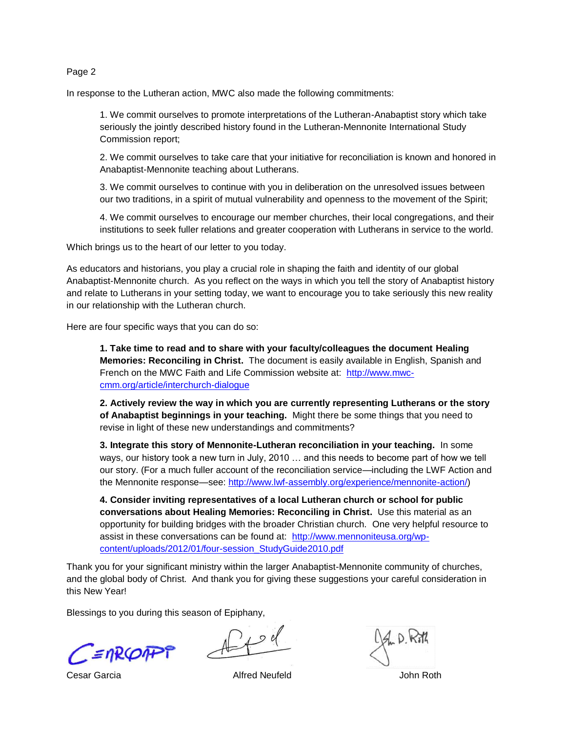In response to the Lutheran action, MWC also made the following commitments:

1. We commit ourselves to promote interpretations of the Lutheran-Anabaptist story which take seriously the jointly described history found in the Lutheran-Mennonite International Study Commission report;

2. We commit ourselves to take care that your initiative for reconciliation is known and honored in Anabaptist-Mennonite teaching about Lutherans.

3. We commit ourselves to continue with you in deliberation on the unresolved issues between our two traditions, in a spirit of mutual vulnerability and openness to the movement of the Spirit;

4. We commit ourselves to encourage our member churches, their local congregations, and their institutions to seek fuller relations and greater cooperation with Lutherans in service to the world.

Which brings us to the heart of our letter to you today.

As educators and historians, you play a crucial role in shaping the faith and identity of our global Anabaptist-Mennonite church. As you reflect on the ways in which you tell the story of Anabaptist history and relate to Lutherans in your setting today, we want to encourage you to take seriously this new reality in our relationship with the Lutheran church.

Here are four specific ways that you can do so:

**1. Take time to read and to share with your faculty/colleagues the document Healing Memories: Reconciling in Christ.** The document is easily available in English, Spanish and French on the MWC Faith and Life Commission website at: http://www.mwc-cmm.org/article/interchurch-dialogue

**2. Actively review the way in which you are currently representing Lutherans or the story of Anabaptist beginnings in your teaching.** Might there be some things that you need to revise in light of these new understandings and commitments?

**3. Integrate this story of Mennonite-Lutheran reconciliation in your teaching.** In some ways, our history took a new turn in July, 2010 … and this needs to become part of how we tell our story. (For a much fuller account of the reconciliation service—including the LWF Action and the Mennonite response—see: http://www.lwf-assembly.org/experience/mennonite-action/)

**4. Consider inviting representatives of a local Lutheran church or school for public conversations about Healing Memories: Reconciling in Christ.** Use this material as an opportunity for building bridges with the broader Christian church. One very helpful resource to assist in these conversations can be found at: http://www.mennoniteusa.org/wp-content/uploads/2012/01/four-session_StudyGuide2010.pdf

Thank you for your significant ministry within the larger Anabaptist-Mennonite community of churches, and the global body of Christ. And thank you for giving these suggestions your careful consideration in this New Year!

Blessings to you during this season of Epiphany,

Cesar Garcia    Alfred Neufeld    John Roth